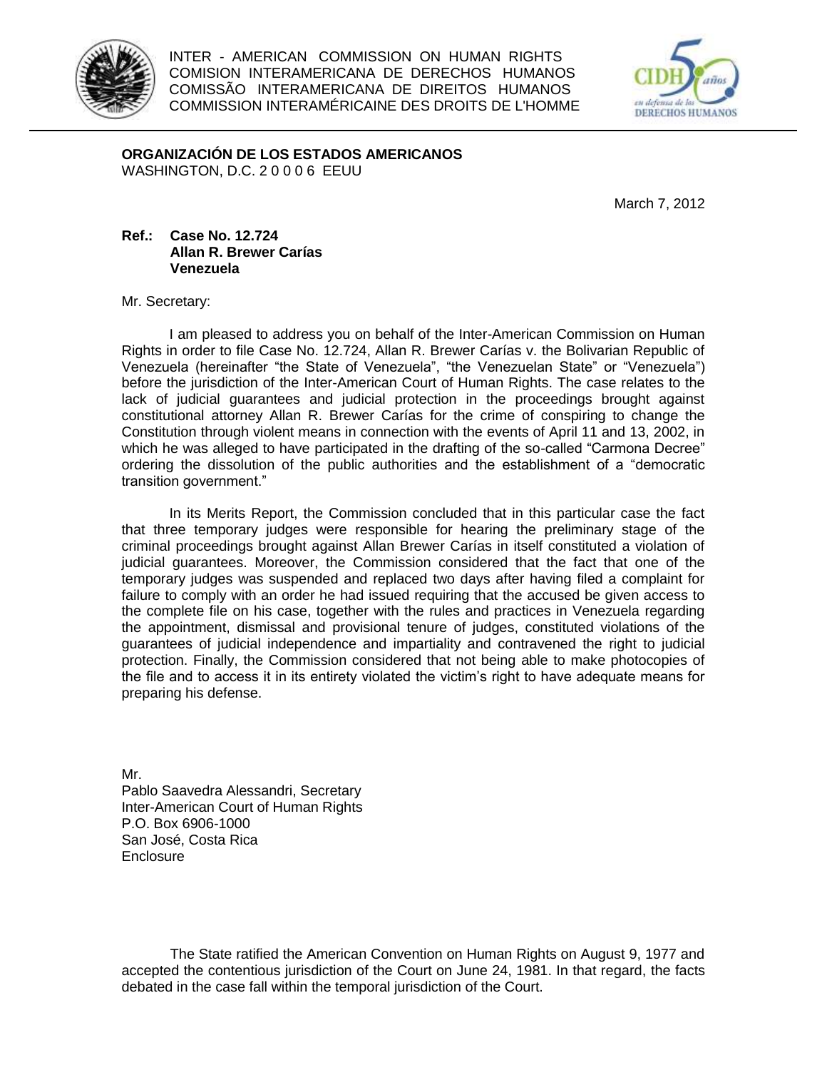INTER - AMERICAN COMMISSION ON HUMAN RIGHTS
COMISION INTERAMERICANA DE DERECHOS HUMANOS
COMISSÃO INTERAMERICANA DE DIREITOS HUMANOS
COMMISSION INTERAMÉRICAINE DES DROITS DE L'HOMME

**ORGANIZACIÓN DE LOS ESTADOS AMERICANOS**
WASHINGTON, D.C. 2 0 0 0 6 EEUU

March 7, 2012

**Ref.: Case No. 12.724**
**Allan R. Brewer Carías**
**Venezuela**

Mr. Secretary:

I am pleased to address you on behalf of the Inter-American Commission on Human Rights in order to file Case No. 12.724, Allan R. Brewer Carías v. the Bolivarian Republic of Venezuela (hereinafter "the State of Venezuela", "the Venezuelan State" or "Venezuela") before the jurisdiction of the Inter-American Court of Human Rights. The case relates to the lack of judicial guarantees and judicial protection in the proceedings brought against constitutional attorney Allan R. Brewer Carías for the crime of conspiring to change the Constitution through violent means in connection with the events of April 11 and 13, 2002, in which he was alleged to have participated in the drafting of the so-called "Carmona Decree" ordering the dissolution of the public authorities and the establishment of a "democratic transition government."

In its Merits Report, the Commission concluded that in this particular case the fact that three temporary judges were responsible for hearing the preliminary stage of the criminal proceedings brought against Allan Brewer Carías in itself constituted a violation of judicial guarantees. Moreover, the Commission considered that the fact that one of the temporary judges was suspended and replaced two days after having filed a complaint for failure to comply with an order he had issued requiring that the accused be given access to the complete file on his case, together with the rules and practices in Venezuela regarding the appointment, dismissal and provisional tenure of judges, constituted violations of the guarantees of judicial independence and impartiality and contravened the right to judicial protection. Finally, the Commission considered that not being able to make photocopies of the file and to access it in its entirety violated the victim's right to have adequate means for preparing his defense.

Mr.
Pablo Saavedra Alessandri, Secretary
Inter-American Court of Human Rights
P.O. Box 6906-1000
San José, Costa Rica
Enclosure

The State ratified the American Convention on Human Rights on August 9, 1977 and accepted the contentious jurisdiction of the Court on June 24, 1981. In that regard, the facts debated in the case fall within the temporal jurisdiction of the Court.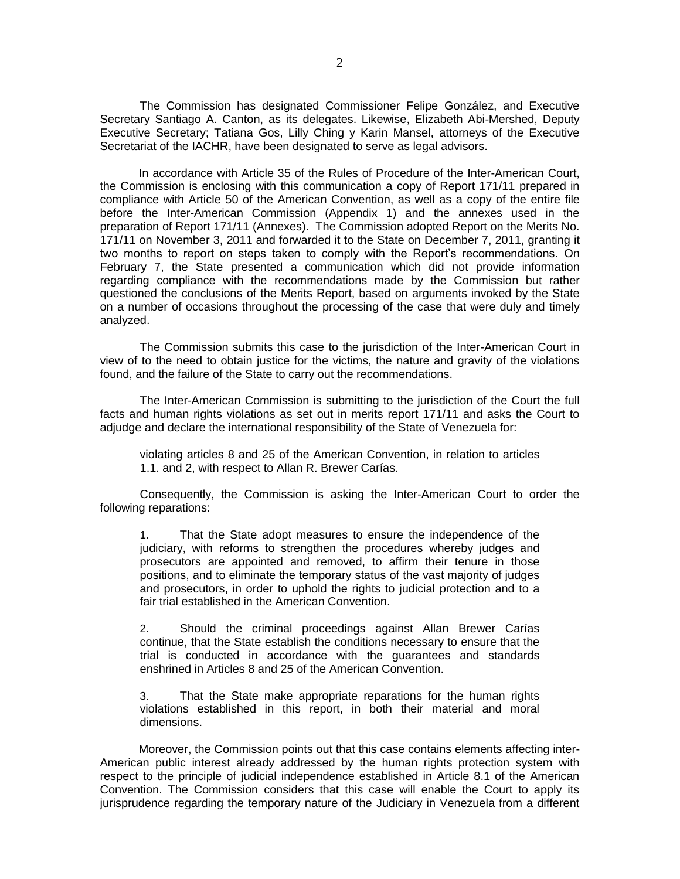The Commission has designated Commissioner Felipe González, and Executive Secretary Santiago A. Canton, as its delegates. Likewise, Elizabeth Abi-Mershed, Deputy Executive Secretary; Tatiana Gos, Lilly Ching y Karin Mansel, attorneys of the Executive Secretariat of the IACHR, have been designated to serve as legal advisors.

In accordance with Article 35 of the Rules of Procedure of the Inter-American Court, the Commission is enclosing with this communication a copy of Report 171/11 prepared in compliance with Article 50 of the American Convention, as well as a copy of the entire file before the Inter-American Commission (Appendix 1) and the annexes used in the preparation of Report 171/11 (Annexes). The Commission adopted Report on the Merits No. 171/11 on November 3, 2011 and forwarded it to the State on December 7, 2011, granting it two months to report on steps taken to comply with the Report's recommendations. On February 7, the State presented a communication which did not provide information regarding compliance with the recommendations made by the Commission but rather questioned the conclusions of the Merits Report, based on arguments invoked by the State on a number of occasions throughout the processing of the case that were duly and timely analyzed.

The Commission submits this case to the jurisdiction of the Inter-American Court in view of to the need to obtain justice for the victims, the nature and gravity of the violations found, and the failure of the State to carry out the recommendations.

The Inter-American Commission is submitting to the jurisdiction of the Court the full facts and human rights violations as set out in merits report 171/11 and asks the Court to adjudge and declare the international responsibility of the State of Venezuela for:

> violating articles 8 and 25 of the American Convention, in relation to articles 1.1. and 2, with respect to Allan R. Brewer Carías.

Consequently, the Commission is asking the Inter-American Court to order the following reparations:

1. That the State adopt measures to ensure the independence of the judiciary, with reforms to strengthen the procedures whereby judges and prosecutors are appointed and removed, to affirm their tenure in those positions, and to eliminate the temporary status of the vast majority of judges and prosecutors, in order to uphold the rights to judicial protection and to a fair trial established in the American Convention.

2. Should the criminal proceedings against Allan Brewer Carías continue, that the State establish the conditions necessary to ensure that the trial is conducted in accordance with the guarantees and standards enshrined in Articles 8 and 25 of the American Convention.

3. That the State make appropriate reparations for the human rights violations established in this report, in both their material and moral dimensions.

Moreover, the Commission points out that this case contains elements affecting inter-American public interest already addressed by the human rights protection system with respect to the principle of judicial independence established in Article 8.1 of the American Convention. The Commission considers that this case will enable the Court to apply its jurisprudence regarding the temporary nature of the Judiciary in Venezuela from a different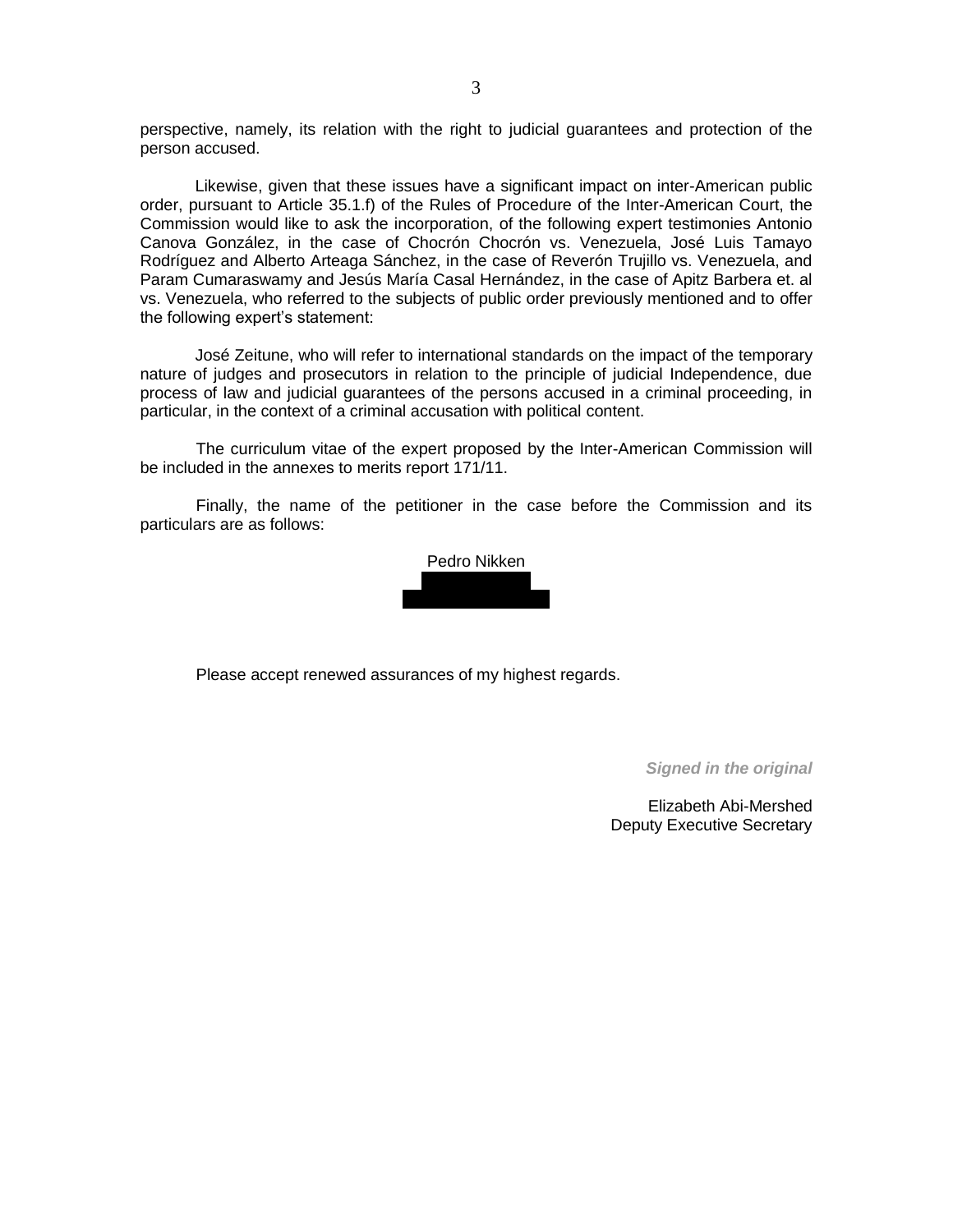perspective, namely, its relation with the right to judicial guarantees and protection of the person accused.

Likewise, given that these issues have a significant impact on inter-American public order, pursuant to Article 35.1.f) of the Rules of Procedure of the Inter-American Court, the Commission would like to ask the incorporation, of the following expert testimonies Antonio Canova González, in the case of Chocrón Chocrón vs. Venezuela, José Luis Tamayo Rodríguez and Alberto Arteaga Sánchez, in the case of Reverón Trujillo vs. Venezuela, and Param Cumaraswamy and Jesús María Casal Hernández, in the case of Apitz Barbera et. al vs. Venezuela, who referred to the subjects of public order previously mentioned and to offer the following expert's statement:

José Zeitune, who will refer to international standards on the impact of the temporary nature of judges and prosecutors in relation to the principle of judicial Independence, due process of law and judicial guarantees of the persons accused in a criminal proceeding, in particular, in the context of a criminal accusation with political content.

The curriculum vitae of the expert proposed by the Inter-American Commission will be included in the annexes to merits report 171/11.

Finally, the name of the petitioner in the case before the Commission and its particulars are as follows:

Pedro Nikken

Please accept renewed assurances of my highest regards.

*Signed in the original*

Elizabeth Abi-Mershed
Deputy Executive Secretary